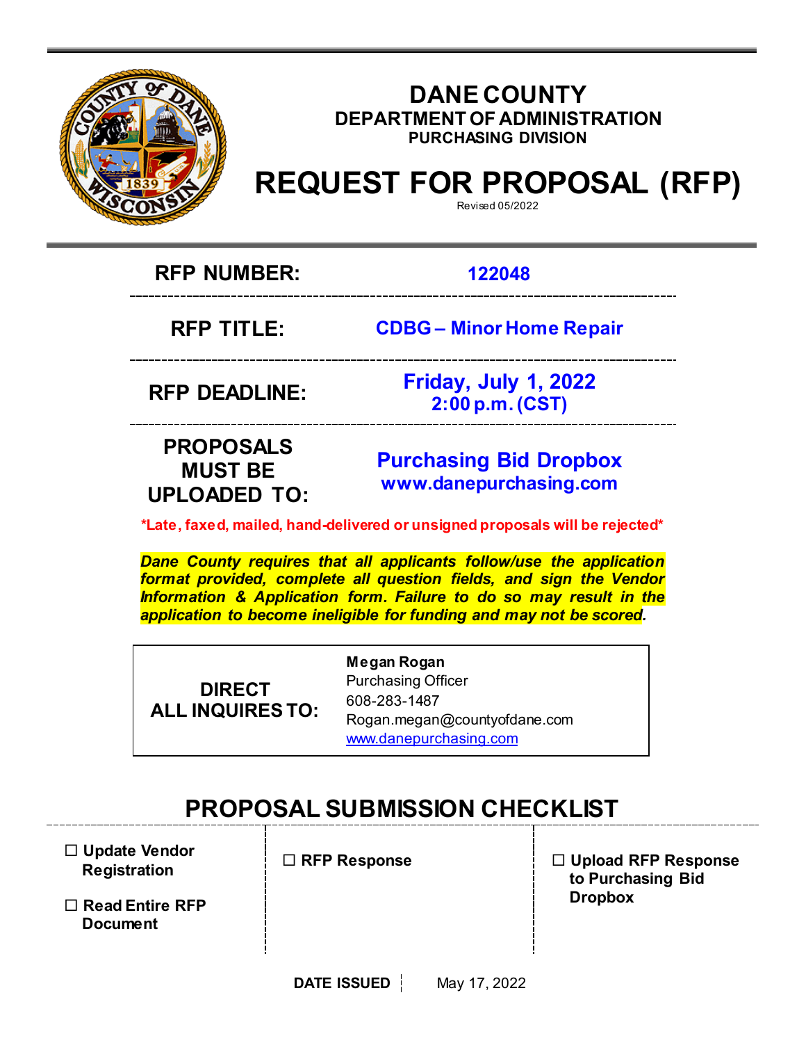# DANE COUNTY

## DEPARTMENT OF ADMINISTRATION

### PURCHASING DIVISION

# REQUEST FOR PROPOSAL (RFP)

Revised 05/2022

| | |
|---|---|
| **RFP NUMBER:** | **122048** |
| **RFP TITLE:** | **CDBG – Minor Home Repair** |
| **RFP DEADLINE:** | **Friday, July 1, 2022**<br>**2:00 p.m. (CST)** |
| **PROPOSALS MUST BE UPLOADED TO:** | **Purchasing Bid Dropbox**<br>**www.danepurchasing.com** |

**\*Late, faxed, mailed, hand-delivered or unsigned proposals will be rejected\***

***Dane County requires that all applicants follow/use the application format provided, complete all question fields, and sign the Vendor Information & Application form. Failure to do so may result in the application to become ineligible for funding and may not be scored.***

| | |
|---|---|
| **DIRECT ALL INQUIRES TO:** | **Megan Rogan**<br>Purchasing Officer<br>608-283-1487<br>Rogan.megan@countyofdane.com<br>www.danepurchasing.com |

## PROPOSAL SUBMISSION CHECKLIST

- ☐ **Update Vendor Registration**
- ☐ **Read Entire RFP Document**
- ☐ **RFP Response**
- ☐ **Upload RFP Response to Purchasing Bid Dropbox**

**DATE ISSUED** May 17, 2022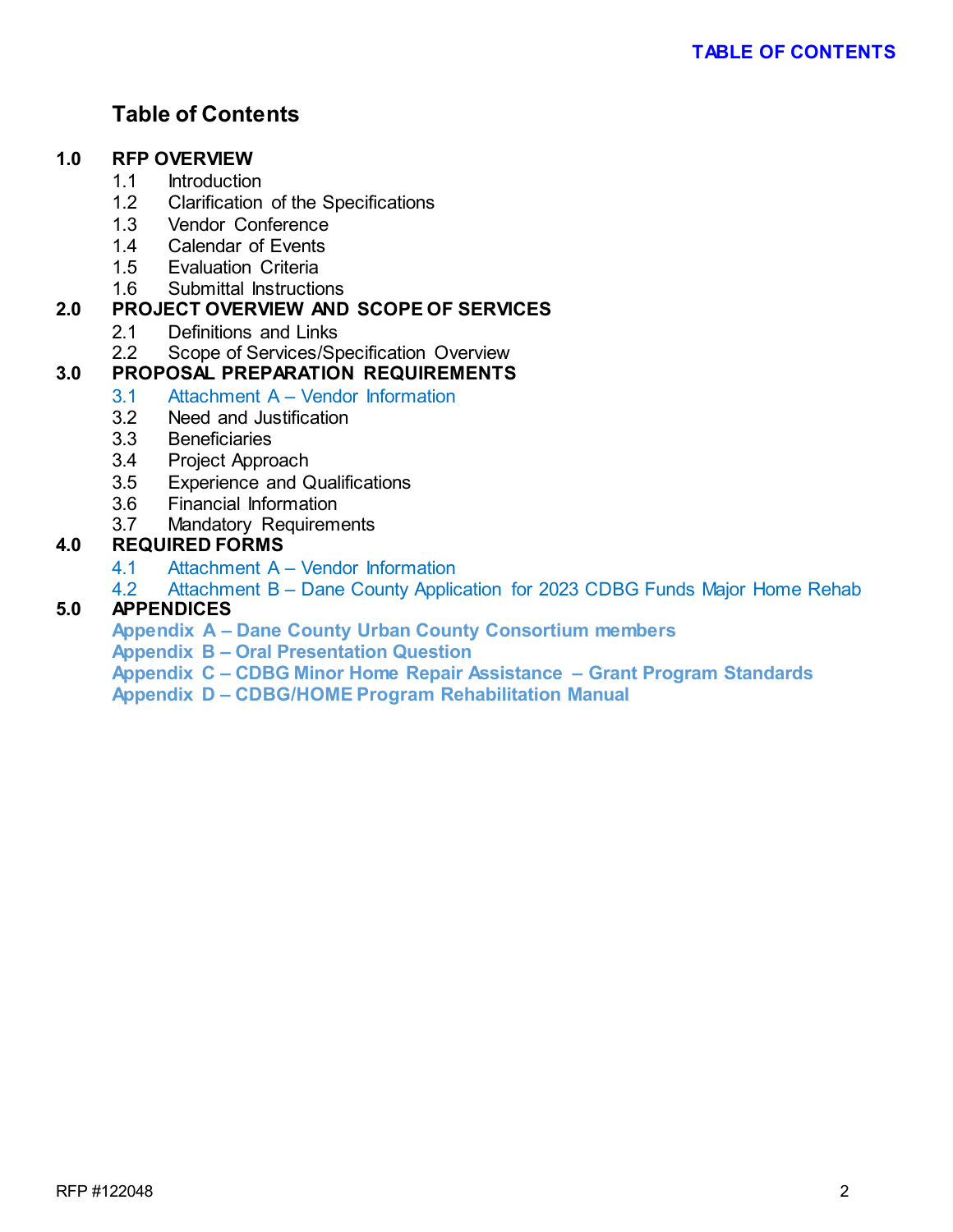# Table of Contents

**1.0 RFP OVERVIEW**
- 1.1 Introduction
- 1.2 Clarification of the Specifications
- 1.3 Vendor Conference
- 1.4 Calendar of Events
- 1.5 Evaluation Criteria
- 1.6 Submittal Instructions

**2.0 PROJECT OVERVIEW AND SCOPE OF SERVICES**
- 2.1 Definitions and Links
- 2.2 Scope of Services/Specification Overview

**3.0 PROPOSAL PREPARATION REQUIREMENTS**
- 3.1 Attachment A – Vendor Information
- 3.2 Need and Justification
- 3.3 Beneficiaries
- 3.4 Project Approach
- 3.5 Experience and Qualifications
- 3.6 Financial Information
- 3.7 Mandatory Requirements

**4.0 REQUIRED FORMS**
- 4.1 Attachment A – Vendor Information
- 4.2 Attachment B – Dane County Application for 2023 CDBG Funds Major Home Rehab

**5.0 APPENDICES**
- **Appendix A – Dane County Urban County Consortium members**
- **Appendix B – Oral Presentation Question**
- **Appendix C – CDBG Minor Home Repair Assistance – Grant Program Standards**
- **Appendix D – CDBG/HOME Program Rehabilitation Manual**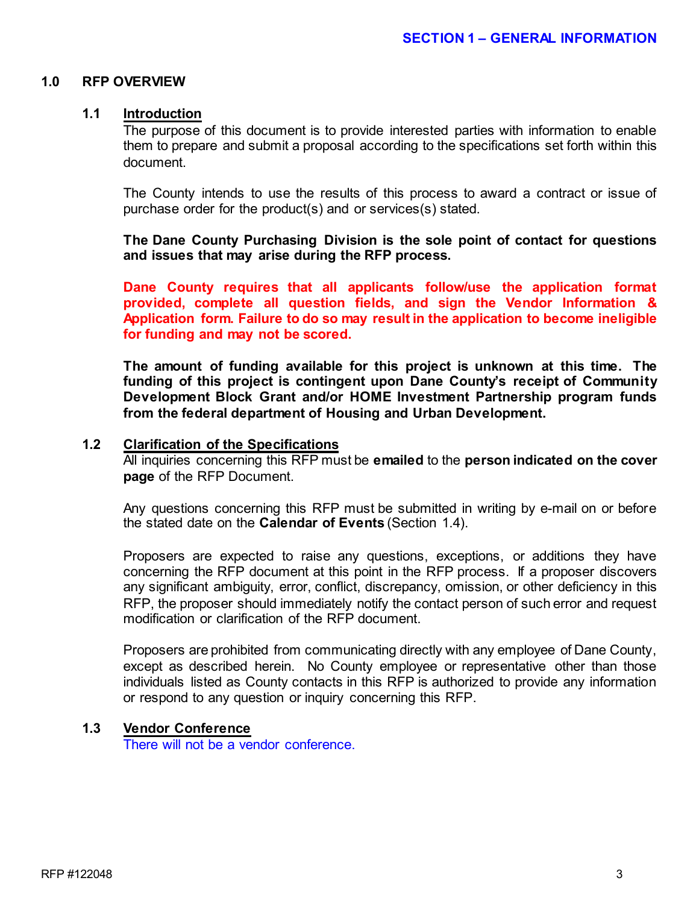## SECTION 1 – GENERAL INFORMATION

### 1.0 RFP OVERVIEW

#### 1.1 Introduction

The purpose of this document is to provide interested parties with information to enable them to prepare and submit a proposal according to the specifications set forth within this document.

The County intends to use the results of this process to award a contract or issue of purchase order for the product(s) and or services(s) stated.

**The Dane County Purchasing Division is the sole point of contact for questions and issues that may arise during the RFP process.**

**Dane County requires that all applicants follow/use the application format provided, complete all question fields, and sign the Vendor Information & Application form. Failure to do so may result in the application to become ineligible for funding and may not be scored.**

**The amount of funding available for this project is unknown at this time. The funding of this project is contingent upon Dane County's receipt of Community Development Block Grant and/or HOME Investment Partnership program funds from the federal department of Housing and Urban Development.**

#### 1.2 Clarification of the Specifications

All inquiries concerning this RFP must be **emailed** to the **person indicated on the cover page** of the RFP Document.

Any questions concerning this RFP must be submitted in writing by e-mail on or before the stated date on the **Calendar of Events** (Section 1.4).

Proposers are expected to raise any questions, exceptions, or additions they have concerning the RFP document at this point in the RFP process. If a proposer discovers any significant ambiguity, error, conflict, discrepancy, omission, or other deficiency in this RFP, the proposer should immediately notify the contact person of such error and request modification or clarification of the RFP document.

Proposers are prohibited from communicating directly with any employee of Dane County, except as described herein. No County employee or representative other than those individuals listed as County contacts in this RFP is authorized to provide any information or respond to any question or inquiry concerning this RFP.

#### 1.3 Vendor Conference

There will not be a vendor conference.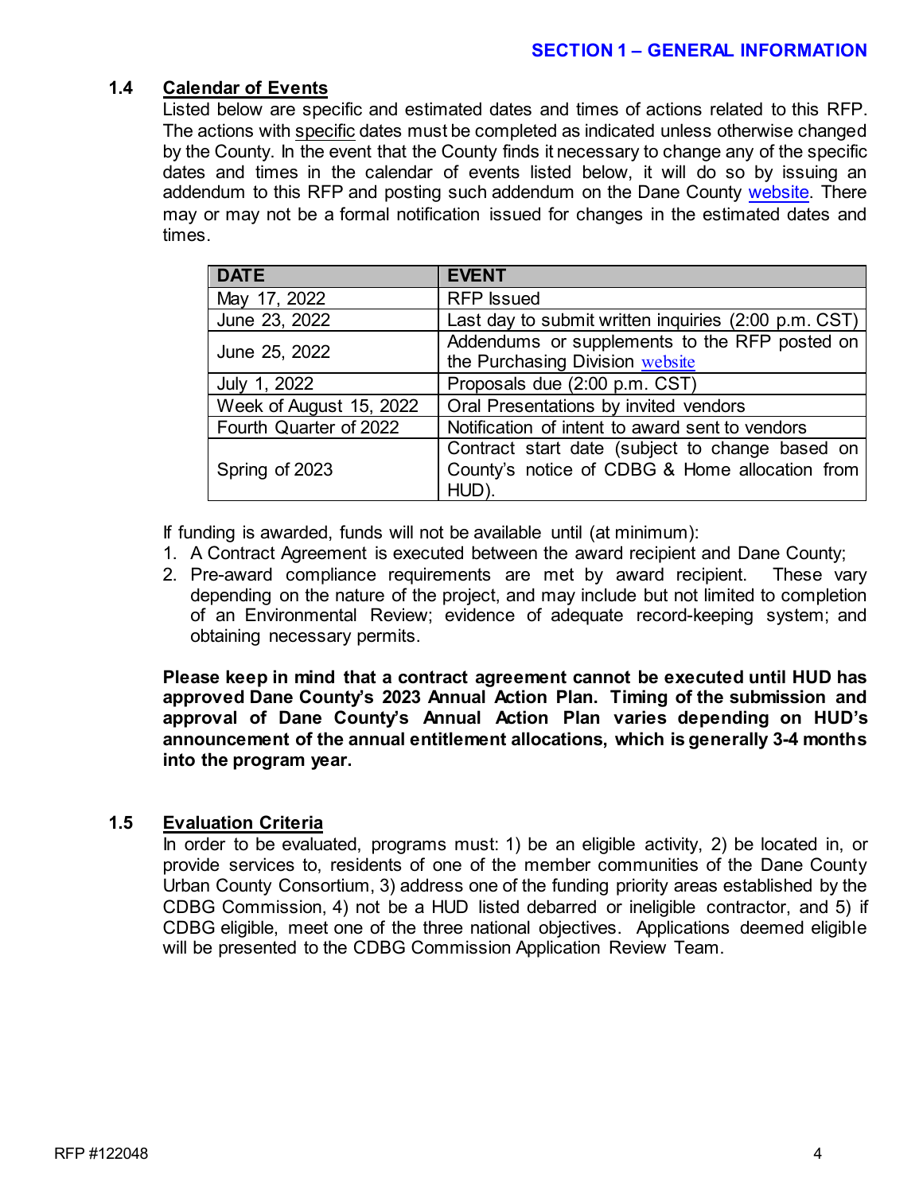## 1.4 Calendar of Events

Listed below are specific and estimated dates and times of actions related to this RFP. The actions with specific dates must be completed as indicated unless otherwise changed by the County. In the event that the County finds it necessary to change any of the specific dates and times in the calendar of events listed below, it will do so by issuing an addendum to this RFP and posting such addendum on the Dane County website. There may or may not be a formal notification issued for changes in the estimated dates and times.

| DATE | EVENT |
| --- | --- |
| May 17, 2022 | RFP Issued |
| June 23, 2022 | Last day to submit written inquiries (2:00 p.m. CST) |
| June 25, 2022 | Addendums or supplements to the RFP posted on the Purchasing Division website |
| July 1, 2022 | Proposals due (2:00 p.m. CST) |
| Week of August 15, 2022 | Oral Presentations by invited vendors |
| Fourth Quarter of 2022 | Notification of intent to award sent to vendors |
| Spring of 2023 | Contract start date (subject to change based on County's notice of CDBG & Home allocation from HUD). |

If funding is awarded, funds will not be available until (at minimum):

1. A Contract Agreement is executed between the award recipient and Dane County;
2. Pre-award compliance requirements are met by award recipient. These vary depending on the nature of the project, and may include but not limited to completion of an Environmental Review; evidence of adequate record-keeping system; and obtaining necessary permits.

**Please keep in mind that a contract agreement cannot be executed until HUD has approved Dane County's 2023 Annual Action Plan. Timing of the submission and approval of Dane County's Annual Action Plan varies depending on HUD's announcement of the annual entitlement allocations, which is generally 3-4 months into the program year.**

## 1.5 Evaluation Criteria

In order to be evaluated, programs must: 1) be an eligible activity, 2) be located in, or provide services to, residents of one of the member communities of the Dane County Urban County Consortium, 3) address one of the funding priority areas established by the CDBG Commission, 4) not be a HUD listed debarred or ineligible contractor, and 5) if CDBG eligible, meet one of the three national objectives. Applications deemed eligible will be presented to the CDBG Commission Application Review Team.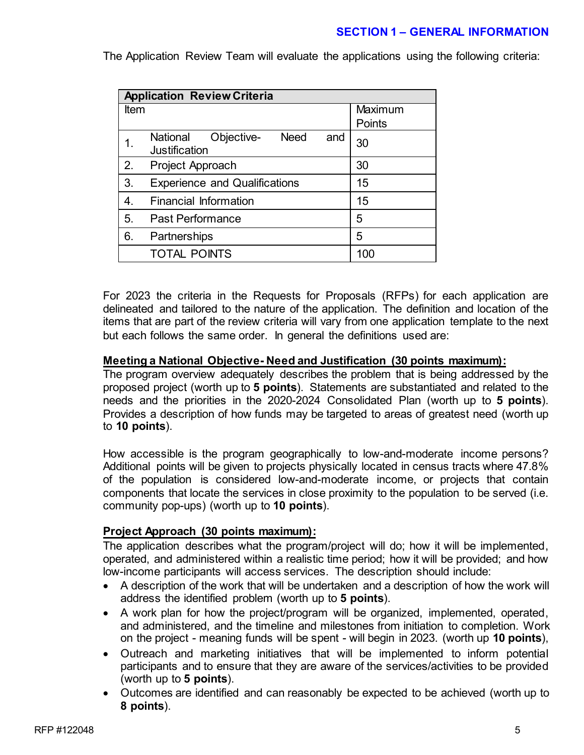## SECTION 1 – GENERAL INFORMATION

The Application Review Team will evaluate the applications using the following criteria:

| Application Review Criteria | | |
|---|---|---|
| Item | | Maximum Points |
| 1. | National Objective- Need and Justification | 30 |
| 2. | Project Approach | 30 |
| 3. | Experience and Qualifications | 15 |
| 4. | Financial Information | 15 |
| 5. | Past Performance | 5 |
| 6. | Partnerships | 5 |
| | TOTAL POINTS | 100 |

For 2023 the criteria in the Requests for Proposals (RFPs) for each application are delineated and tailored to the nature of the application. The definition and location of the items that are part of the review criteria will vary from one application template to the next but each follows the same order. In general the definitions used are:

**Meeting a National Objective- Need and Justification (30 points maximum):**

The program overview adequately describes the problem that is being addressed by the proposed project (worth up to **5 points**). Statements are substantiated and related to the needs and the priorities in the 2020-2024 Consolidated Plan (worth up to **5 points**). Provides a description of how funds may be targeted to areas of greatest need (worth up to **10 points**).

How accessible is the program geographically to low-and-moderate income persons? Additional points will be given to projects physically located in census tracts where 47.8% of the population is considered low-and-moderate income, or projects that contain components that locate the services in close proximity to the population to be served (i.e. community pop-ups) (worth up to **10 points**).

**Project Approach (30 points maximum):**

The application describes what the program/project will do; how it will be implemented, operated, and administered within a realistic time period; how it will be provided; and how low-income participants will access services. The description should include:

- A description of the work that will be undertaken and a description of how the work will address the identified problem (worth up to **5 points**).
- A work plan for how the project/program will be organized, implemented, operated, and administered, and the timeline and milestones from initiation to completion. Work on the project - meaning funds will be spent - will begin in 2023. (worth up **10 points**),
- Outreach and marketing initiatives that will be implemented to inform potential participants and to ensure that they are aware of the services/activities to be provided (worth up to **5 points**).
- Outcomes are identified and can reasonably be expected to be achieved (worth up to **8 points**).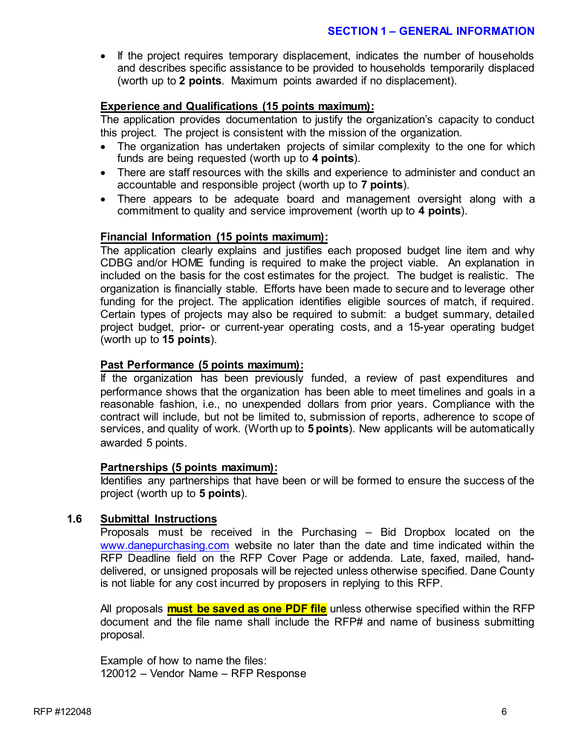- If the project requires temporary displacement, indicates the number of households and describes specific assistance to be provided to households temporarily displaced (worth up to **2 points**. Maximum points awarded if no displacement).

**Experience and Qualifications (15 points maximum):**

The application provides documentation to justify the organization's capacity to conduct this project. The project is consistent with the mission of the organization.

- The organization has undertaken projects of similar complexity to the one for which funds are being requested (worth up to **4 points**).
- There are staff resources with the skills and experience to administer and conduct an accountable and responsible project (worth up to **7 points**).
- There appears to be adequate board and management oversight along with a commitment to quality and service improvement (worth up to **4 points**).

**Financial Information (15 points maximum):**

The application clearly explains and justifies each proposed budget line item and why CDBG and/or HOME funding is required to make the project viable. An explanation in included on the basis for the cost estimates for the project. The budget is realistic. The organization is financially stable. Efforts have been made to secure and to leverage other funding for the project. The application identifies eligible sources of match, if required. Certain types of projects may also be required to submit: a budget summary, detailed project budget, prior- or current-year operating costs, and a 15-year operating budget (worth up to **15 points**).

**Past Performance (5 points maximum):**

If the organization has been previously funded, a review of past expenditures and performance shows that the organization has been able to meet timelines and goals in a reasonable fashion, i.e., no unexpended dollars from prior years. Compliance with the contract will include, but not be limited to, submission of reports, adherence to scope of services, and quality of work. (Worth up to **5 points**). New applicants will be automatically awarded 5 points.

**Partnerships (5 points maximum):**

Identifies any partnerships that have been or will be formed to ensure the success of the project (worth up to **5 points**).

## 1.6 Submittal Instructions

Proposals must be received in the Purchasing – Bid Dropbox located on the www.danepurchasing.com website no later than the date and time indicated within the RFP Deadline field on the RFP Cover Page or addenda. Late, faxed, mailed, hand-delivered, or unsigned proposals will be rejected unless otherwise specified. Dane County is not liable for any cost incurred by proposers in replying to this RFP.

All proposals **must be saved as one PDF file** unless otherwise specified within the RFP document and the file name shall include the RFP# and name of business submitting proposal.

Example of how to name the files:
120012 – Vendor Name – RFP Response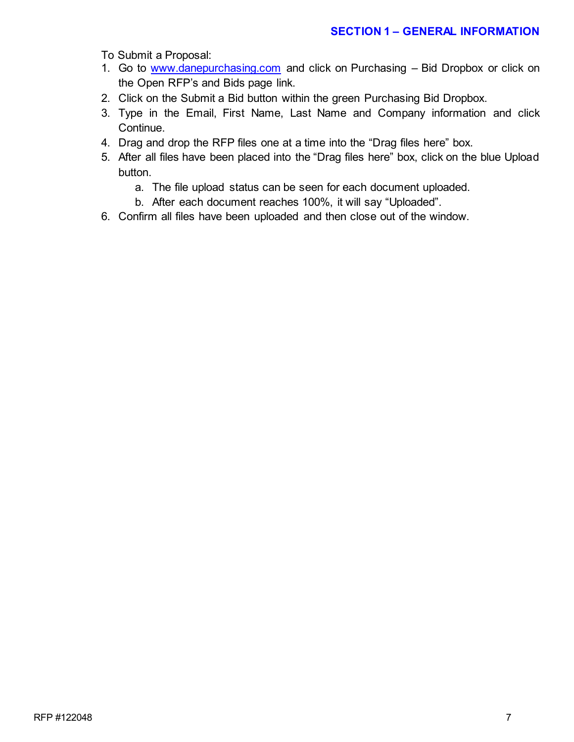To Submit a Proposal:

1. Go to www.danepurchasing.com and click on Purchasing – Bid Dropbox or click on the Open RFP's and Bids page link.
2. Click on the Submit a Bid button within the green Purchasing Bid Dropbox.
3. Type in the Email, First Name, Last Name and Company information and click Continue.
4. Drag and drop the RFP files one at a time into the "Drag files here" box.
5. After all files have been placed into the "Drag files here" box, click on the blue Upload button.
   a. The file upload status can be seen for each document uploaded.
   b. After each document reaches 100%, it will say "Uploaded".
6. Confirm all files have been uploaded and then close out of the window.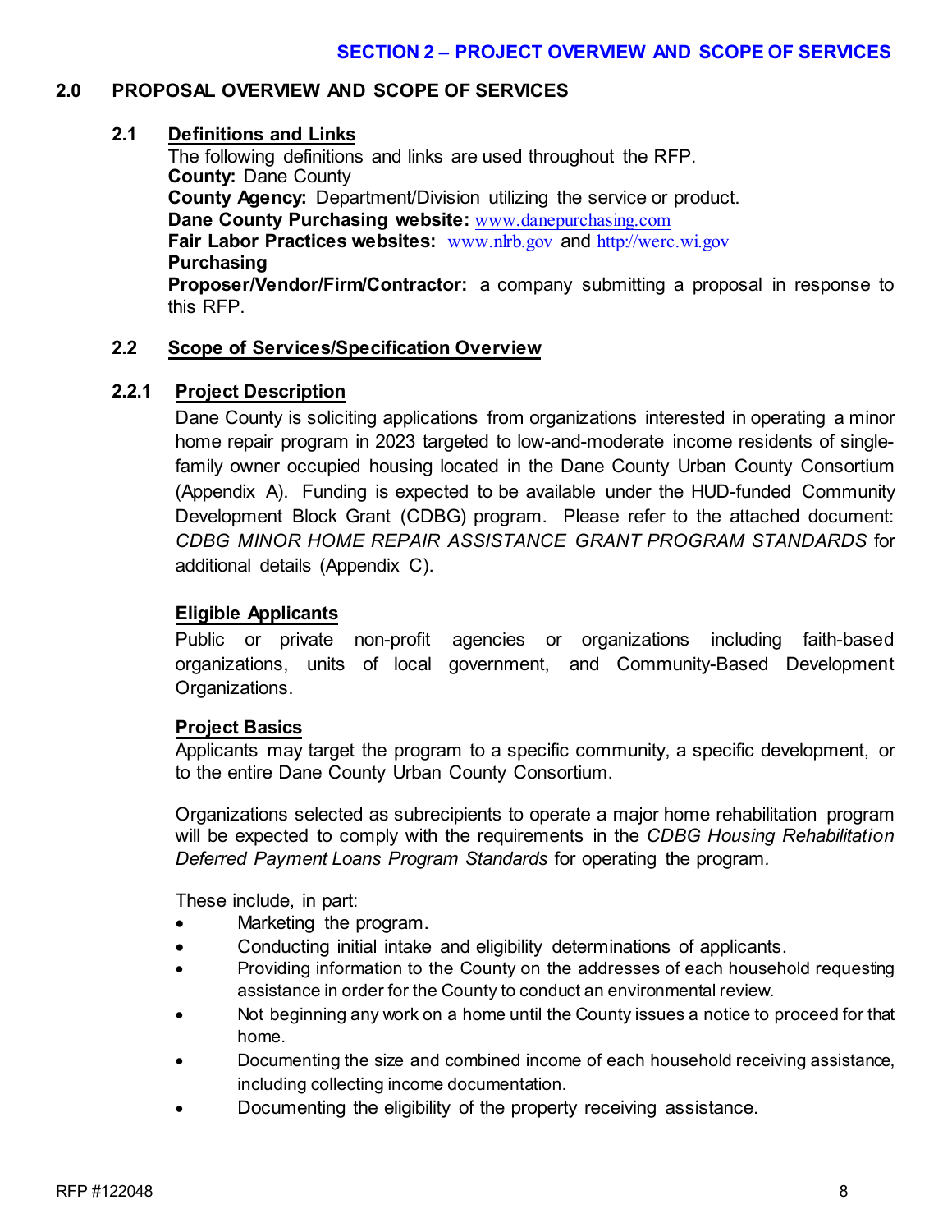## SECTION 2 – PROJECT OVERVIEW AND SCOPE OF SERVICES

## 2.0 PROPOSAL OVERVIEW AND SCOPE OF SERVICES

### 2.1 Definitions and Links

The following definitions and links are used throughout the RFP.

**County:** Dane County
**County Agency:** Department/Division utilizing the service or product.
**Dane County Purchasing website:** www.danepurchasing.com
**Fair Labor Practices websites:** www.nlrb.gov and http://werc.wi.gov
**Purchasing**
**Proposer/Vendor/Firm/Contractor:** a company submitting a proposal in response to this RFP.

### 2.2 Scope of Services/Specification Overview

#### 2.2.1 Project Description

Dane County is soliciting applications from organizations interested in operating a minor home repair program in 2023 targeted to low-and-moderate income residents of single-family owner occupied housing located in the Dane County Urban County Consortium (Appendix A). Funding is expected to be available under the HUD-funded Community Development Block Grant (CDBG) program. Please refer to the attached document: *CDBG MINOR HOME REPAIR ASSISTANCE GRANT PROGRAM STANDARDS* for additional details (Appendix C).

**Eligible Applicants**

Public or private non-profit agencies or organizations including faith-based organizations, units of local government, and Community-Based Development Organizations.

**Project Basics**

Applicants may target the program to a specific community, a specific development, or to the entire Dane County Urban County Consortium.

Organizations selected as subrecipients to operate a major home rehabilitation program will be expected to comply with the requirements in the *CDBG Housing Rehabilitation Deferred Payment Loans Program Standards* for operating the program.

These include, in part:

- Marketing the program.
- Conducting initial intake and eligibility determinations of applicants.
- Providing information to the County on the addresses of each household requesting assistance in order for the County to conduct an environmental review.
- Not beginning any work on a home until the County issues a notice to proceed for that home.
- Documenting the size and combined income of each household receiving assistance, including collecting income documentation.
- Documenting the eligibility of the property receiving assistance.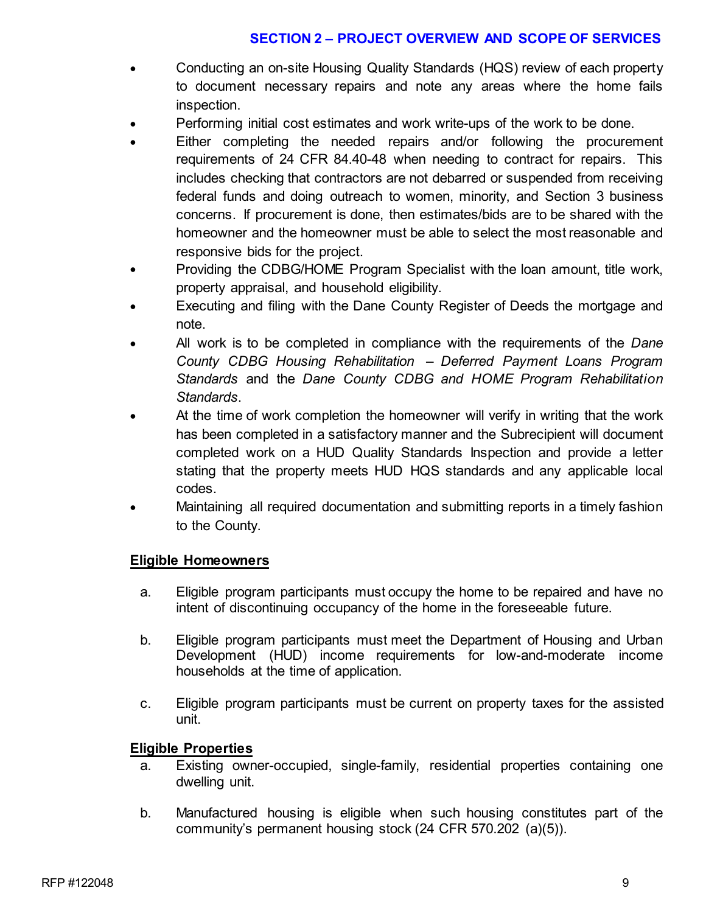- Conducting an on-site Housing Quality Standards (HQS) review of each property to document necessary repairs and note any areas where the home fails inspection.
- Performing initial cost estimates and work write-ups of the work to be done.
- Either completing the needed repairs and/or following the procurement requirements of 24 CFR 84.40-48 when needing to contract for repairs. This includes checking that contractors are not debarred or suspended from receiving federal funds and doing outreach to women, minority, and Section 3 business concerns. If procurement is done, then estimates/bids are to be shared with the homeowner and the homeowner must be able to select the most reasonable and responsive bids for the project.
- Providing the CDBG/HOME Program Specialist with the loan amount, title work, property appraisal, and household eligibility.
- Executing and filing with the Dane County Register of Deeds the mortgage and note.
- All work is to be completed in compliance with the requirements of the *Dane County CDBG Housing Rehabilitation – Deferred Payment Loans Program Standards* and the *Dane County CDBG and HOME Program Rehabilitation Standards*.
- At the time of work completion the homeowner will verify in writing that the work has been completed in a satisfactory manner and the Subrecipient will document completed work on a HUD Quality Standards Inspection and provide a letter stating that the property meets HUD HQS standards and any applicable local codes.
- Maintaining all required documentation and submitting reports in a timely fashion to the County.

<u>**Eligible Homeowners**</u>

a. Eligible program participants must occupy the home to be repaired and have no intent of discontinuing occupancy of the home in the foreseeable future.

b. Eligible program participants must meet the Department of Housing and Urban Development (HUD) income requirements for low-and-moderate income households at the time of application.

c. Eligible program participants must be current on property taxes for the assisted unit.

<u>**Eligible Properties**</u>

a. Existing owner-occupied, single-family, residential properties containing one dwelling unit.

b. Manufactured housing is eligible when such housing constitutes part of the community's permanent housing stock (24 CFR 570.202 (a)(5)).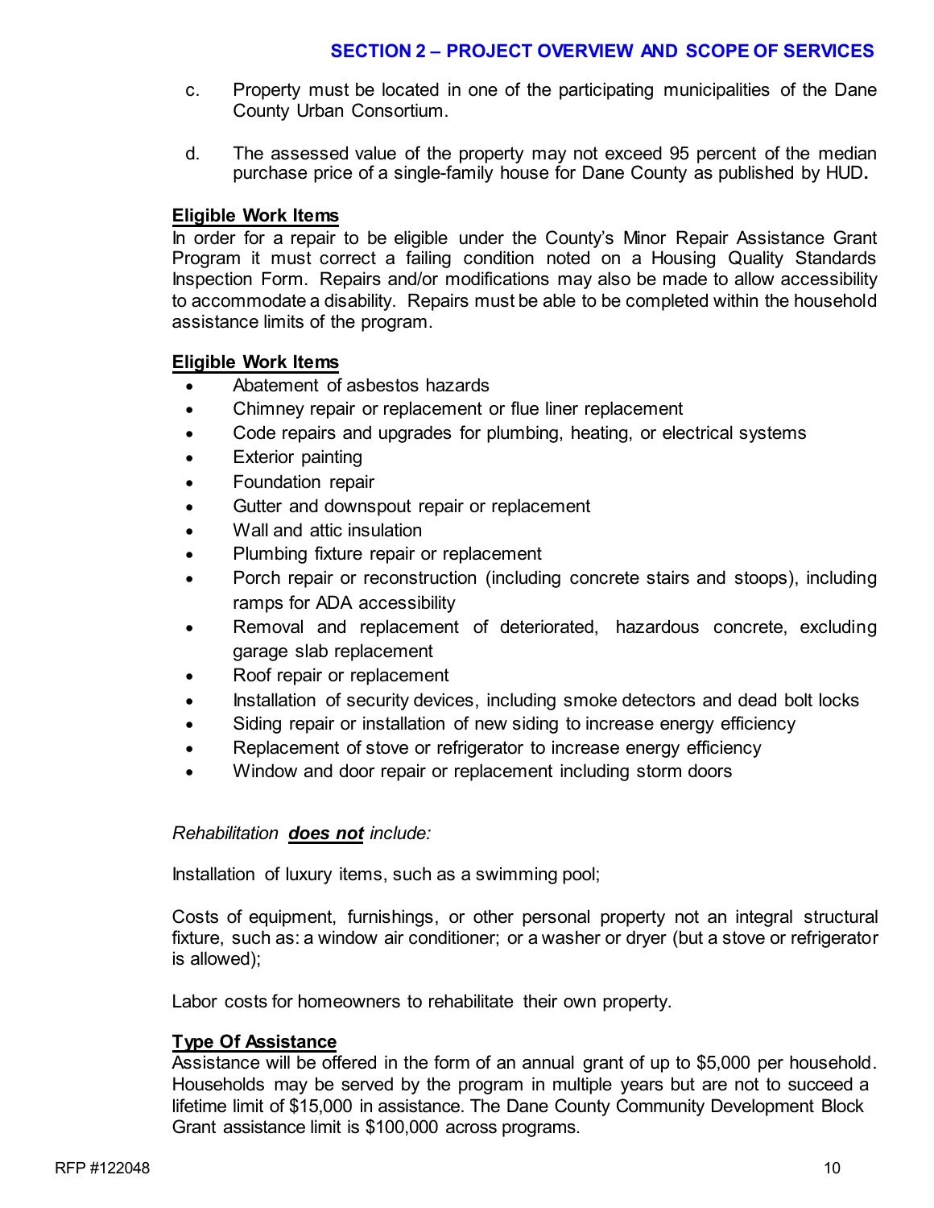c. Property must be located in one of the participating municipalities of the Dane County Urban Consortium.

d. The assessed value of the property may not exceed 95 percent of the median purchase price of a single-family house for Dane County as published by HUD**.**

**<u>Eligible Work Items</u>**

In order for a repair to be eligible under the County's Minor Repair Assistance Grant Program it must correct a failing condition noted on a Housing Quality Standards Inspection Form. Repairs and/or modifications may also be made to allow accessibility to accommodate a disability. Repairs must be able to be completed within the household assistance limits of the program.

**<u>Eligible Work Items</u>**

- Abatement of asbestos hazards
- Chimney repair or replacement or flue liner replacement
- Code repairs and upgrades for plumbing, heating, or electrical systems
- Exterior painting
- Foundation repair
- Gutter and downspout repair or replacement
- Wall and attic insulation
- Plumbing fixture repair or replacement
- Porch repair or reconstruction (including concrete stairs and stoops), including ramps for ADA accessibility
- Removal and replacement of deteriorated, hazardous concrete, excluding garage slab replacement
- Roof repair or replacement
- Installation of security devices, including smoke detectors and dead bolt locks
- Siding repair or installation of new siding to increase energy efficiency
- Replacement of stove or refrigerator to increase energy efficiency
- Window and door repair or replacement including storm doors

*Rehabilitation* ***<u>does not</u>*** *include:*

Installation of luxury items, such as a swimming pool;

Costs of equipment, furnishings, or other personal property not an integral structural fixture, such as: a window air conditioner; or a washer or dryer (but a stove or refrigerator is allowed);

Labor costs for homeowners to rehabilitate their own property.

**<u>Type Of Assistance</u>**

Assistance will be offered in the form of an annual grant of up to $5,000 per household. Households may be served by the program in multiple years but are not to succeed a lifetime limit of $15,000 in assistance. The Dane County Community Development Block Grant assistance limit is $100,000 across programs.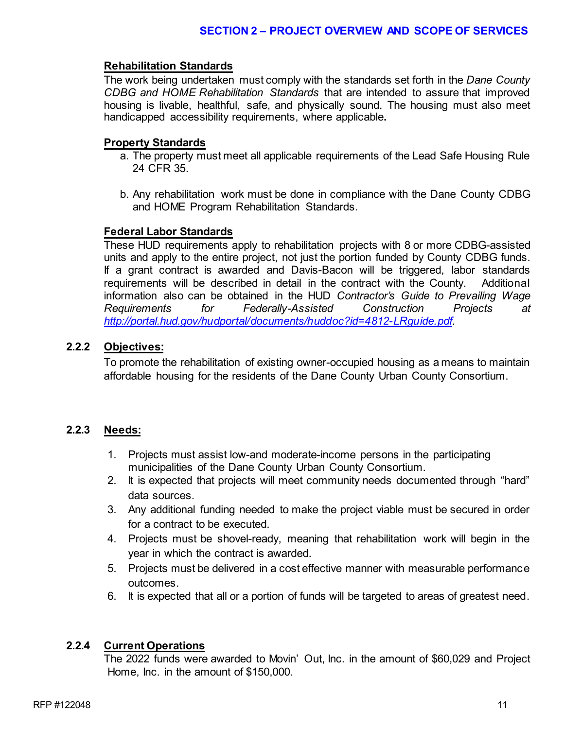## SECTION 2 – PROJECT OVERVIEW AND SCOPE OF SERVICES

**Rehabilitation Standards**

The work being undertaken must comply with the standards set forth in the *Dane County CDBG and HOME Rehabilitation Standards* that are intended to assure that improved housing is livable, healthful, safe, and physically sound. The housing must also meet handicapped accessibility requirements, where applicable**.**

**Property Standards**

a. The property must meet all applicable requirements of the Lead Safe Housing Rule 24 CFR 35.

b. Any rehabilitation work must be done in compliance with the Dane County CDBG and HOME Program Rehabilitation Standards.

**Federal Labor Standards**

These HUD requirements apply to rehabilitation projects with 8 or more CDBG-assisted units and apply to the entire project, not just the portion funded by County CDBG funds. If a grant contract is awarded and Davis-Bacon will be triggered, labor standards requirements will be described in detail in the contract with the County. Additional information also can be obtained in the HUD *Contractor's Guide to Prevailing Wage Requirements for Federally-Assisted Construction Projects* at [http://portal.hud.gov/hudportal/documents/huddoc?id=4812-LRguide.pdf](http://portal.hud.gov/hudportal/documents/huddoc?id=4812-LRguide.pdf).

### 2.2.2 Objectives:

To promote the rehabilitation of existing owner-occupied housing as a means to maintain affordable housing for the residents of the Dane County Urban County Consortium.

### 2.2.3 Needs:

1. Projects must assist low-and moderate-income persons in the participating municipalities of the Dane County Urban County Consortium.
2. It is expected that projects will meet community needs documented through "hard" data sources.
3. Any additional funding needed to make the project viable must be secured in order for a contract to be executed.
4. Projects must be shovel-ready, meaning that rehabilitation work will begin in the year in which the contract is awarded.
5. Projects must be delivered in a cost effective manner with measurable performance outcomes.
6. It is expected that all or a portion of funds will be targeted to areas of greatest need.

### 2.2.4 Current Operations

The 2022 funds were awarded to Movin' Out, Inc. in the amount of $60,029 and Project Home, Inc. in the amount of $150,000.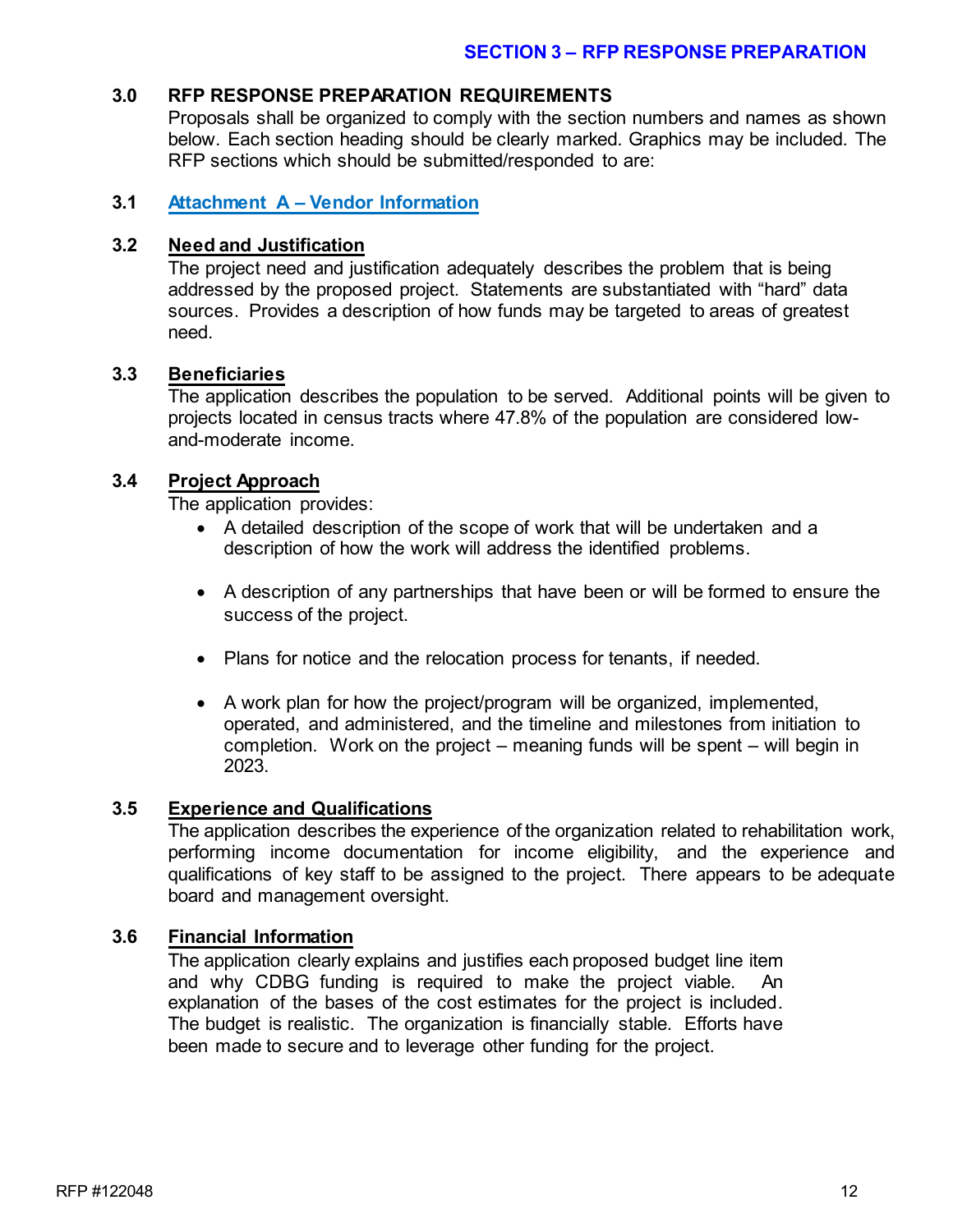# SECTION 3 – RFP RESPONSE PREPARATION

## 3.0 RFP RESPONSE PREPARATION REQUIREMENTS

Proposals shall be organized to comply with the section numbers and names as shown below. Each section heading should be clearly marked. Graphics may be included. The RFP sections which should be submitted/responded to are:

## 3.1 Attachment A – Vendor Information

## 3.2 Need and Justification

The project need and justification adequately describes the problem that is being addressed by the proposed project. Statements are substantiated with "hard" data sources. Provides a description of how funds may be targeted to areas of greatest need.

## 3.3 Beneficiaries

The application describes the population to be served. Additional points will be given to projects located in census tracts where 47.8% of the population are considered low-and-moderate income.

## 3.4 Project Approach

The application provides:

- A detailed description of the scope of work that will be undertaken and a description of how the work will address the identified problems.
- A description of any partnerships that have been or will be formed to ensure the success of the project.
- Plans for notice and the relocation process for tenants, if needed.
- A work plan for how the project/program will be organized, implemented, operated, and administered, and the timeline and milestones from initiation to completion. Work on the project – meaning funds will be spent – will begin in 2023.

## 3.5 Experience and Qualifications

The application describes the experience of the organization related to rehabilitation work, performing income documentation for income eligibility, and the experience and qualifications of key staff to be assigned to the project. There appears to be adequate board and management oversight.

## 3.6 Financial Information

The application clearly explains and justifies each proposed budget line item and why CDBG funding is required to make the project viable. An explanation of the bases of the cost estimates for the project is included. The budget is realistic. The organization is financially stable. Efforts have been made to secure and to leverage other funding for the project.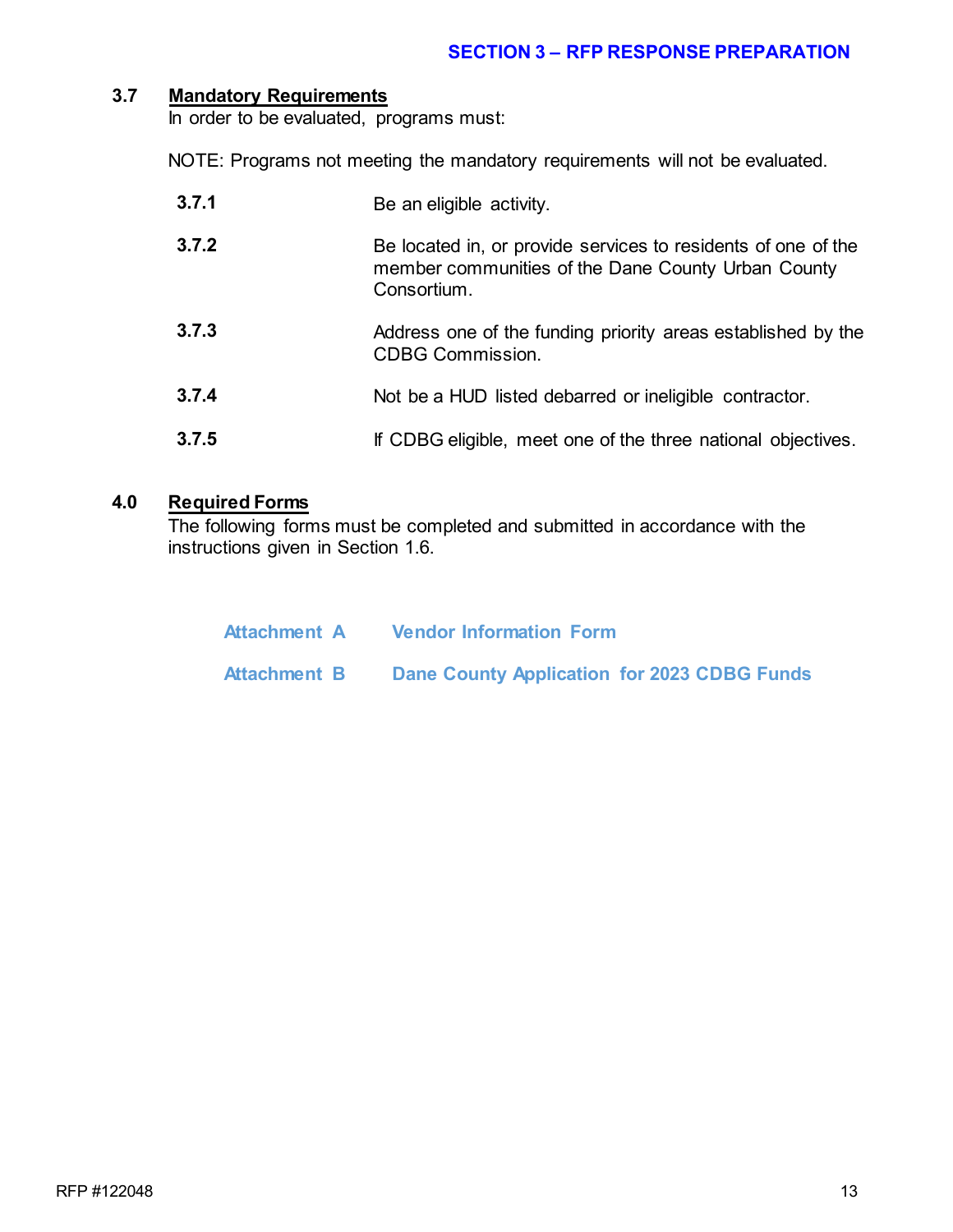### 3.7 Mandatory Requirements

In order to be evaluated, programs must:

NOTE: Programs not meeting the mandatory requirements will not be evaluated.

| | |
|---|---|
| **3.7.1** | Be an eligible activity. |
| **3.7.2** | Be located in, or provide services to residents of one of the member communities of the Dane County Urban County Consortium. |
| **3.7.3** | Address one of the funding priority areas established by the CDBG Commission. |
| **3.7.4** | Not be a HUD listed debarred or ineligible contractor. |
| **3.7.5** | If CDBG eligible, meet one of the three national objectives. |

## 4.0 Required Forms

The following forms must be completed and submitted in accordance with the instructions given in Section 1.6.

| | |
|---|---|
| **Attachment A** | **Vendor Information Form** |
| **Attachment B** | **Dane County Application for 2023 CDBG Funds** |